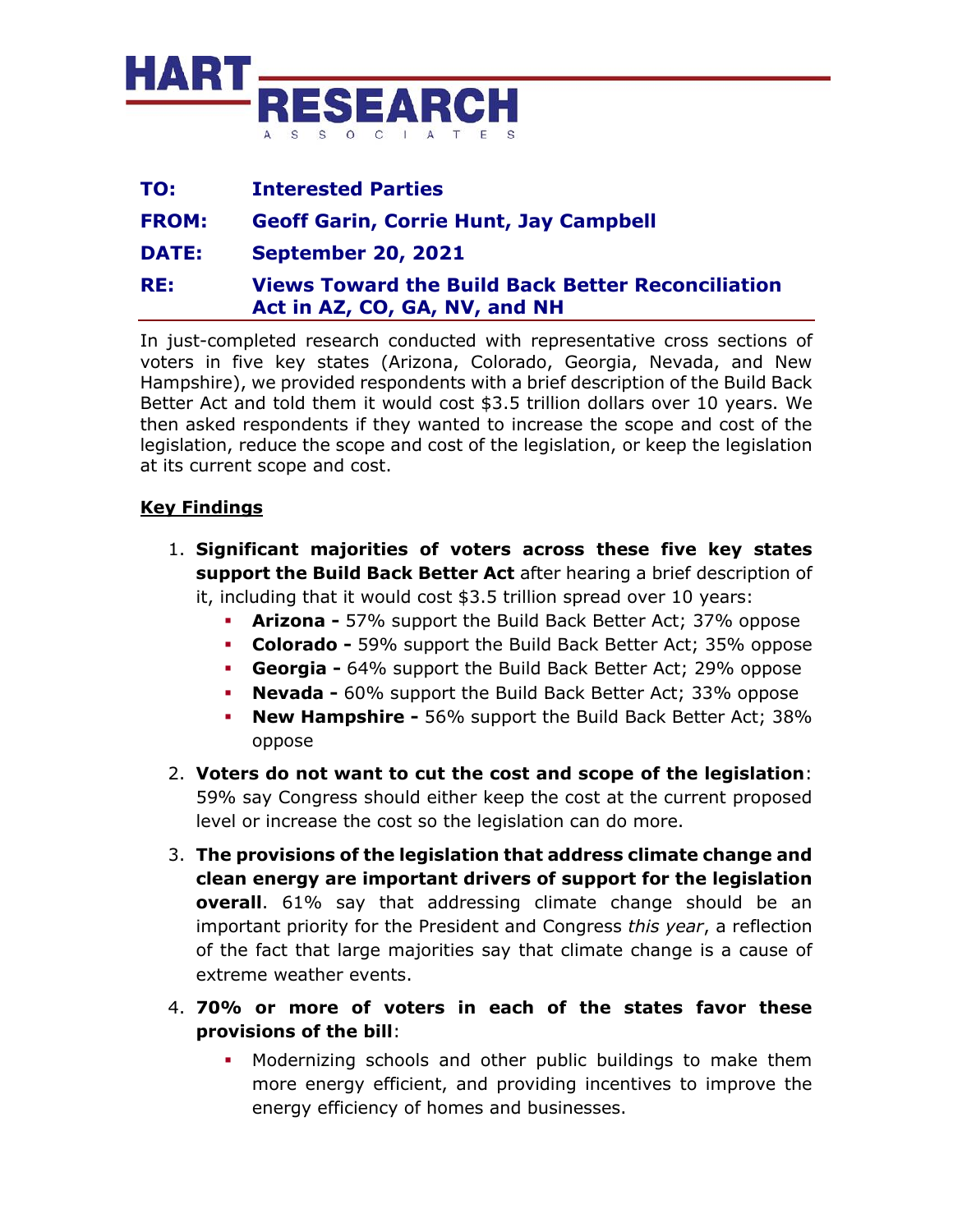HART RESEARCH ASSOCIATES

**TO:** Interested Parties

**FROM:** Geoff Garin, Corrie Hunt, Jay Campbell

**DATE:** September 20, 2021

**RE:** Views Toward the Build Back Better Reconciliation Act in AZ, CO, GA, NV, and NH

In just-completed research conducted with representative cross sections of voters in five key states (Arizona, Colorado, Georgia, Nevada, and New Hampshire), we provided respondents with a brief description of the Build Back Better Act and told them it would cost $3.5 trillion dollars over 10 years. We then asked respondents if they wanted to increase the scope and cost of the legislation, reduce the scope and cost of the legislation, or keep the legislation at its current scope and cost.

## Key Findings

1. **Significant majorities of voters across these five key states support the Build Back Better Act** after hearing a brief description of it, including that it would cost $3.5 trillion spread over 10 years:
   - **Arizona -** 57% support the Build Back Better Act; 37% oppose
   - **Colorado -** 59% support the Build Back Better Act; 35% oppose
   - **Georgia -** 64% support the Build Back Better Act; 29% oppose
   - **Nevada -** 60% support the Build Back Better Act; 33% oppose
   - **New Hampshire -** 56% support the Build Back Better Act; 38% oppose
2. **Voters do not want to cut the cost and scope of the legislation**: 59% say Congress should either keep the cost at the current proposed level or increase the cost so the legislation can do more.
3. **The provisions of the legislation that address climate change and clean energy are important drivers of support for the legislation overall**. 61% say that addressing climate change should be an important priority for the President and Congress *this year*, a reflection of the fact that large majorities say that climate change is a cause of extreme weather events.
4. **70% or more of voters in each of the states favor these provisions of the bill**:
   - Modernizing schools and other public buildings to make them more energy efficient, and providing incentives to improve the energy efficiency of homes and businesses.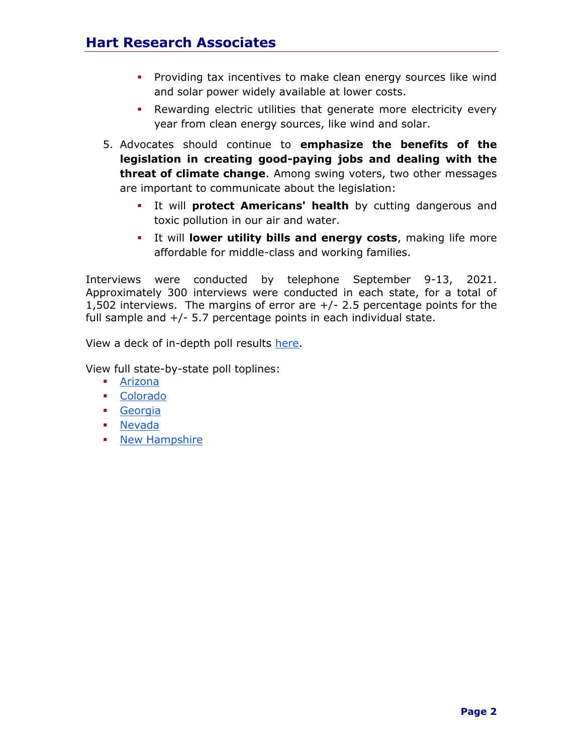- Providing tax incentives to make clean energy sources like wind and solar power widely available at lower costs.
- Rewarding electric utilities that generate more electricity every year from clean energy sources, like wind and solar.

5. Advocates should continue to **emphasize the benefits of the legislation in creating good-paying jobs and dealing with the threat of climate change**. Among swing voters, two other messages are important to communicate about the legislation:
   - It will **protect Americans' health** by cutting dangerous and toxic pollution in our air and water.
   - It will **lower utility bills and energy costs**, making life more affordable for middle-class and working families.

Interviews were conducted by telephone September 9-13, 2021. Approximately 300 interviews were conducted in each state, for a total of 1,502 interviews. The margins of error are +/- 2.5 percentage points for the full sample and +/- 5.7 percentage points in each individual state.

View a deck of in-depth poll results here.

View full state-by-state poll toplines:

- Arizona
- Colorado
- Georgia
- Nevada
- New Hampshire